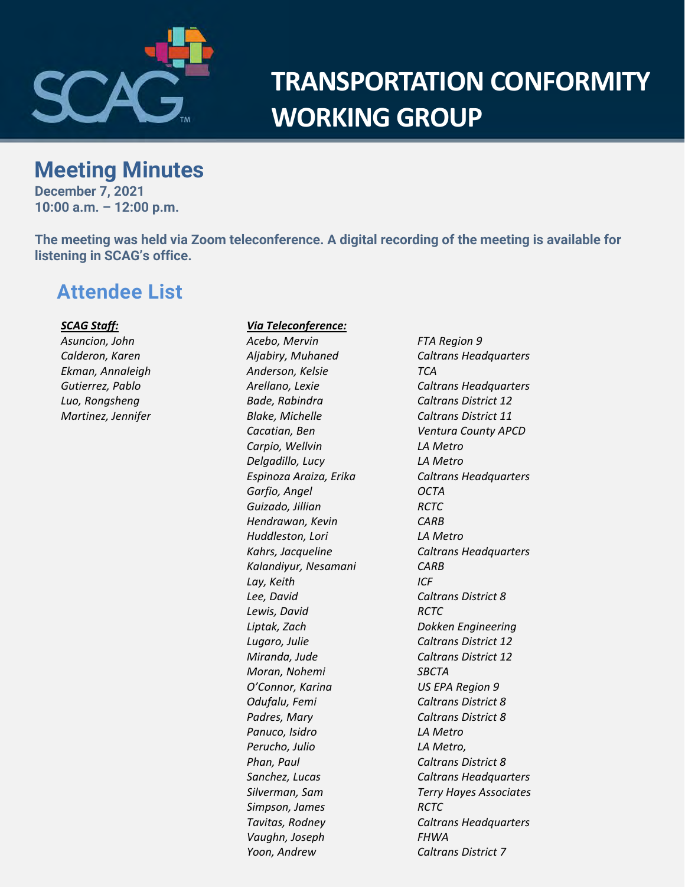# TRANSPORTATION CONFORMITY WORKING GROUP

## Meeting Minutes

**December 7, 2021**
**10:00 a.m. – 12:00 p.m.**

**The meeting was held via Zoom teleconference. A digital recording of the meeting is available for listening in SCAG's office.**

## Attendee List

***SCAG Staff:***

*Asuncion, John*
*Calderon, Karen*
*Ekman, Annaleigh*
*Gutierrez, Pablo*
*Luo, Rongsheng*
*Martinez, Jennifer*

***Via Teleconference:***

| Name | Agency |
|---|---|
| *Acebo, Mervin* | *FTA Region 9* |
| *Aljabiry, Muhaned* | *Caltrans Headquarters* |
| *Anderson, Kelsie* | *TCA* |
| *Arellano, Lexie* | *Caltrans Headquarters* |
| *Bade, Rabindra* | *Caltrans District 12* |
| *Blake, Michelle* | *Caltrans District 11* |
| *Cacatian, Ben* | *Ventura County APCD* |
| *Carpio, Wellvin* | *LA Metro* |
| *Delgadillo, Lucy* | *LA Metro* |
| *Espinoza Araiza, Erika* | *Caltrans Headquarters* |
| *Garfio, Angel* | *OCTA* |
| *Guizado, Jillian* | *RCTC* |
| *Hendrawan, Kevin* | *CARB* |
| *Huddleston, Lori* | *LA Metro* |
| *Kahrs, Jacqueline* | *Caltrans Headquarters* |
| *Kalandiyur, Nesamani* | *CARB* |
| *Lay, Keith* | *ICF* |
| *Lee, David* | *Caltrans District 8* |
| *Lewis, David* | *RCTC* |
| *Liptak, Zach* | *Dokken Engineering* |
| *Lugaro, Julie* | *Caltrans District 12* |
| *Miranda, Jude* | *Caltrans District 12* |
| *Moran, Nohemi* | *SBCTA* |
| *O'Connor, Karina* | *US EPA Region 9* |
| *Odufalu, Femi* | *Caltrans District 8* |
| *Padres, Mary* | *Caltrans District 8* |
| *Panuco, Isidro* | *LA Metro* |
| *Perucho, Julio* | *LA Metro,* |
| *Phan, Paul* | *Caltrans District 8* |
| *Sanchez, Lucas* | *Caltrans Headquarters* |
| *Silverman, Sam* | *Terry Hayes Associates* |
| *Simpson, James* | *RCTC* |
| *Tavitas, Rodney* | *Caltrans Headquarters* |
| *Vaughn, Joseph* | *FHWA* |
| *Yoon, Andrew* | *Caltrans District 7* |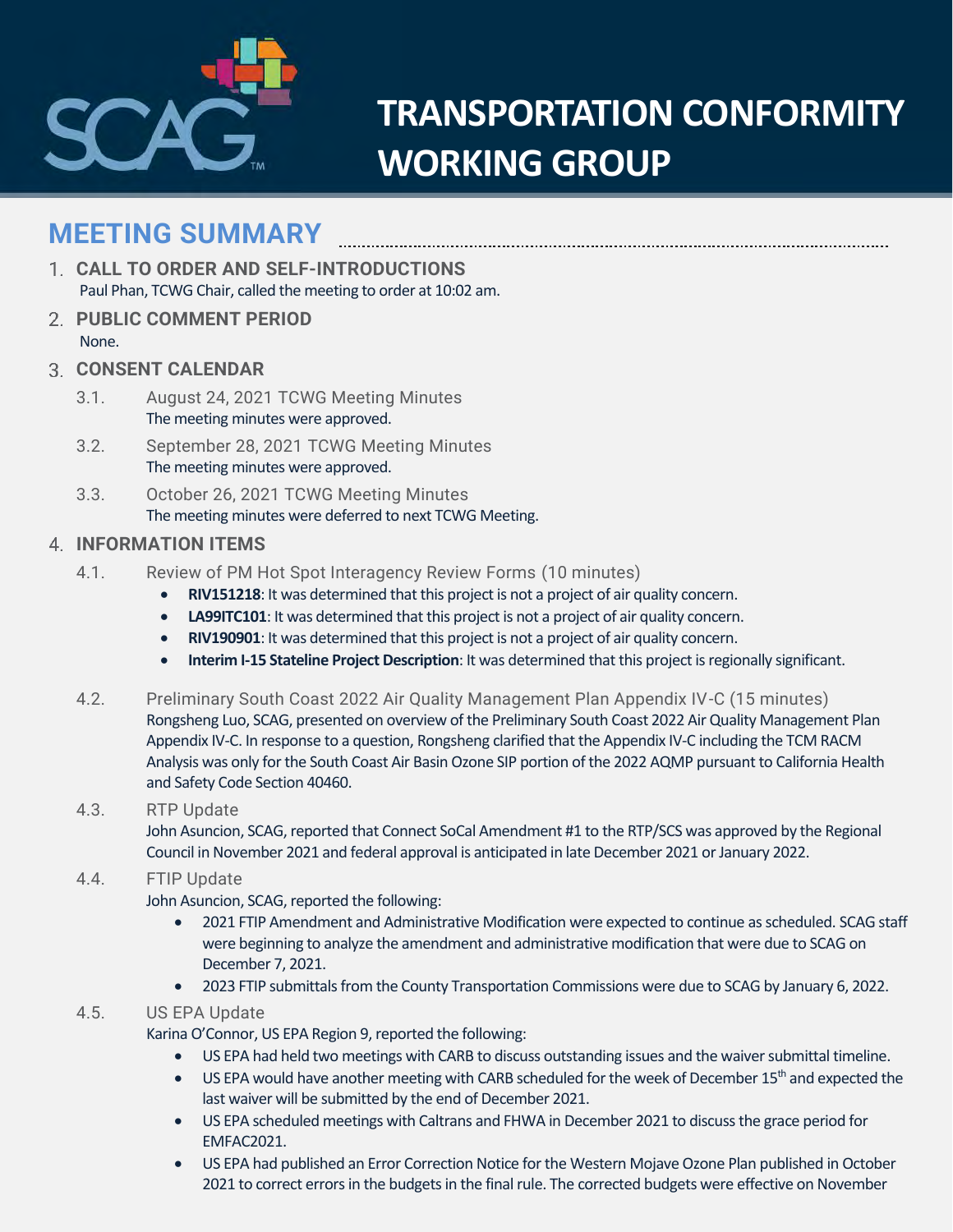／# TRANSPORTATION CONFORMITY WORKING GROUP

## MEETING SUMMARY

1. **CALL TO ORDER AND SELF-INTRODUCTIONS**
   Paul Phan, TCWG Chair, called the meeting to order at 10:02 am.

2. **PUBLIC COMMENT PERIOD**
   None.

3. **CONSENT CALENDAR**

   3.1. August 24, 2021 TCWG Meeting Minutes
   The meeting minutes were approved.

   3.2. September 28, 2021 TCWG Meeting Minutes
   The meeting minutes were approved.

   3.3. October 26, 2021 TCWG Meeting Minutes
   The meeting minutes were deferred to next TCWG Meeting.

4. **INFORMATION ITEMS**

   4.1. Review of PM Hot Spot Interagency Review Forms (10 minutes)
   - **RIV151218**: It was determined that this project is not a project of air quality concern.
   - **LA99ITC101**: It was determined that this project is not a project of air quality concern.
   - **RIV190901**: It was determined that this project is not a project of air quality concern.
   - **Interim I-15 Stateline Project Description**: It was determined that this project is regionally significant.

   4.2. Preliminary South Coast 2022 Air Quality Management Plan Appendix IV-C (15 minutes)
   Rongsheng Luo, SCAG, presented on overview of the Preliminary South Coast 2022 Air Quality Management Plan Appendix IV-C. In response to a question, Rongsheng clarified that the Appendix IV-C including the TCM RACM Analysis was only for the South Coast Air Basin Ozone SIP portion of the 2022 AQMP pursuant to California Health and Safety Code Section 40460.

   4.3. RTP Update
   John Asuncion, SCAG, reported that Connect SoCal Amendment #1 to the RTP/SCS was approved by the Regional Council in November 2021 and federal approval is anticipated in late December 2021 or January 2022.

   4.4. FTIP Update
   John Asuncion, SCAG, reported the following:
   - 2021 FTIP Amendment and Administrative Modification were expected to continue as scheduled. SCAG staff were beginning to analyze the amendment and administrative modification that were due to SCAG on December 7, 2021.
   - 2023 FTIP submittals from the County Transportation Commissions were due to SCAG by January 6, 2022.

   4.5. US EPA Update
   Karina O'Connor, US EPA Region 9, reported the following:
   - US EPA had held two meetings with CARB to discuss outstanding issues and the waiver submittal timeline.
   - US EPA would have another meeting with CARB scheduled for the week of December 15th and expected the last waiver will be submitted by the end of December 2021.
   - US EPA scheduled meetings with Caltrans and FHWA in December 2021 to discuss the grace period for EMFAC2021.
   - US EPA had published an Error Correction Notice for the Western Mojave Ozone Plan published in October 2021 to correct errors in the budgets in the final rule. The corrected budgets were effective on November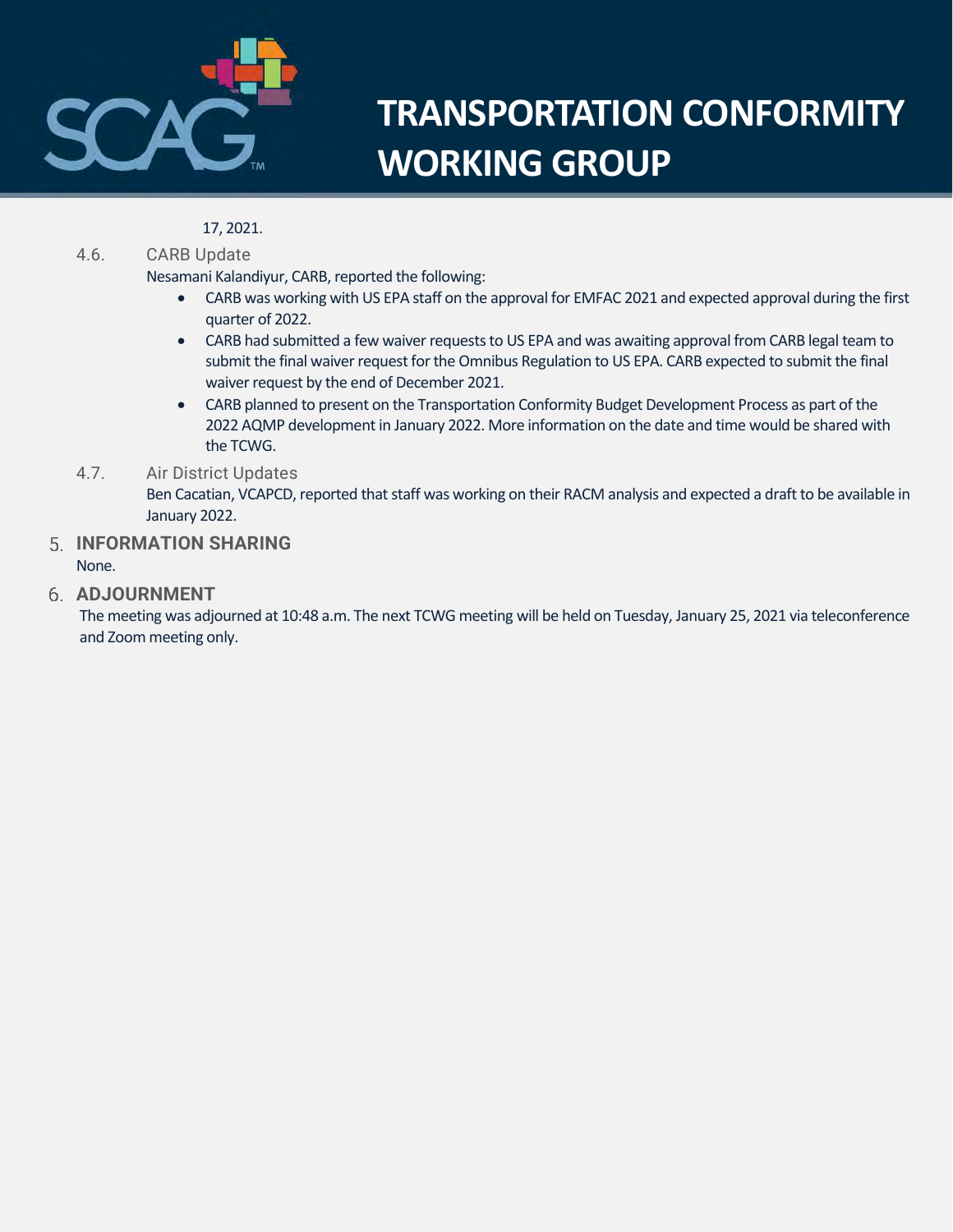17, 2021.

4.6. CARB Update

Nesamani Kalandiyur, CARB, reported the following:

- CARB was working with US EPA staff on the approval for EMFAC 2021 and expected approval during the first quarter of 2022.
- CARB had submitted a few waiver requests to US EPA and was awaiting approval from CARB legal team to submit the final waiver request for the Omnibus Regulation to US EPA. CARB expected to submit the final waiver request by the end of December 2021.
- CARB planned to present on the Transportation Conformity Budget Development Process as part of the 2022 AQMP development in January 2022. More information on the date and time would be shared with the TCWG.

4.7. Air District Updates

Ben Cacatian, VCAPCD, reported that staff was working on their RACM analysis and expected a draft to be available in January 2022.

## 5. INFORMATION SHARING

None.

## 6. ADJOURNMENT

The meeting was adjourned at 10:48 a.m. The next TCWG meeting will be held on Tuesday, January 25, 2021 via teleconference and Zoom meeting only.